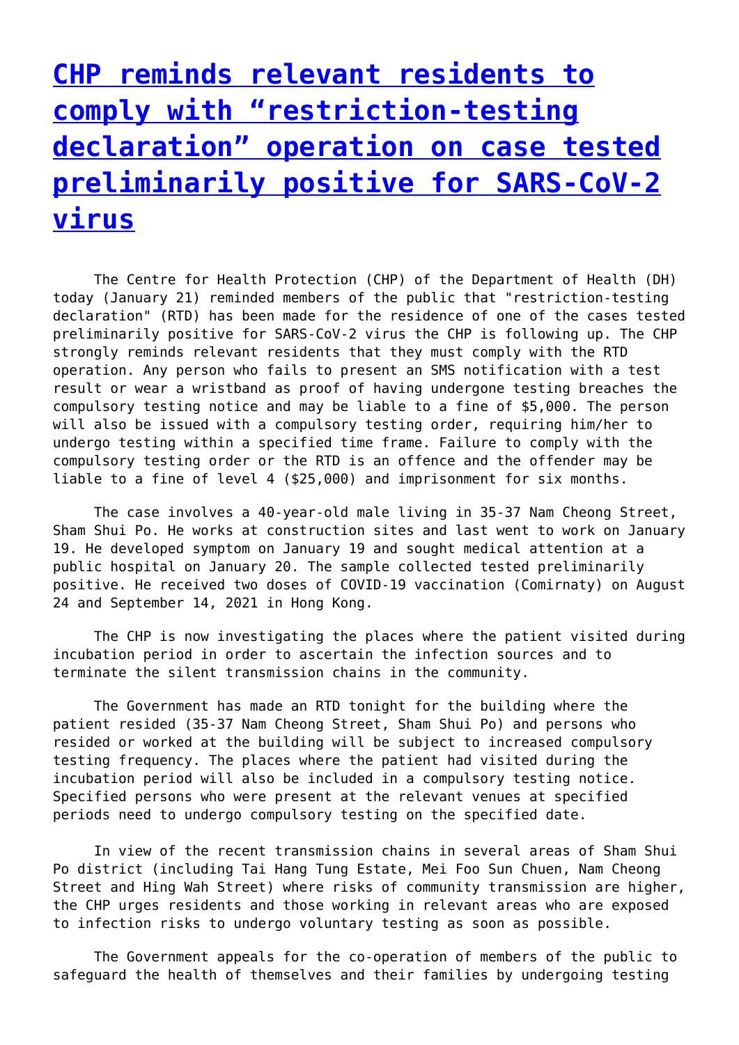# CHP reminds relevant residents to comply with "restriction-testing declaration" operation on case tested preliminarily positive for SARS-CoV-2 virus

The Centre for Health Protection (CHP) of the Department of Health (DH) today (January 21) reminded members of the public that "restriction-testing declaration" (RTD) has been made for the residence of one of the cases tested preliminarily positive for SARS-CoV-2 virus the CHP is following up. The CHP strongly reminds relevant residents that they must comply with the RTD operation. Any person who fails to present an SMS notification with a test result or wear a wristband as proof of having undergone testing breaches the compulsory testing notice and may be liable to a fine of $5,000. The person will also be issued with a compulsory testing order, requiring him/her to undergo testing within a specified time frame. Failure to comply with the compulsory testing order or the RTD is an offence and the offender may be liable to a fine of level 4 ($25,000) and imprisonment for six months.

The case involves a 40-year-old male living in 35-37 Nam Cheong Street, Sham Shui Po. He works at construction sites and last went to work on January 19. He developed symptom on January 19 and sought medical attention at a public hospital on January 20. The sample collected tested preliminarily positive. He received two doses of COVID-19 vaccination (Comirnaty) on August 24 and September 14, 2021 in Hong Kong.

The CHP is now investigating the places where the patient visited during incubation period in order to ascertain the infection sources and to terminate the silent transmission chains in the community.

The Government has made an RTD tonight for the building where the patient resided (35-37 Nam Cheong Street, Sham Shui Po) and persons who resided or worked at the building will be subject to increased compulsory testing frequency. The places where the patient had visited during the incubation period will also be included in a compulsory testing notice. Specified persons who were present at the relevant venues at specified periods need to undergo compulsory testing on the specified date.

In view of the recent transmission chains in several areas of Sham Shui Po district (including Tai Hang Tung Estate, Mei Foo Sun Chuen, Nam Cheong Street and Hing Wah Street) where risks of community transmission are higher, the CHP urges residents and those working in relevant areas who are exposed to infection risks to undergo voluntary testing as soon as possible.

The Government appeals for the co-operation of members of the public to safeguard the health of themselves and their families by undergoing testing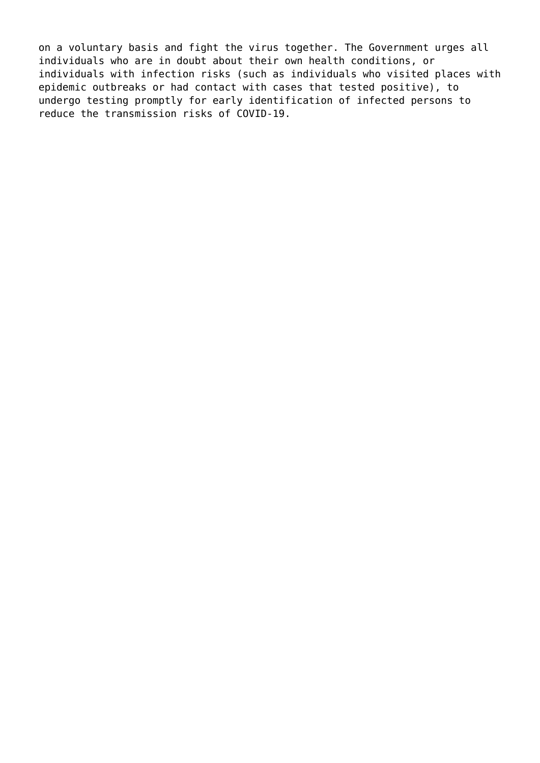on a voluntary basis and fight the virus together. The Government urges all individuals who are in doubt about their own health conditions, or individuals with infection risks (such as individuals who visited places with epidemic outbreaks or had contact with cases that tested positive), to undergo testing promptly for early identification of infected persons to reduce the transmission risks of COVID-19.